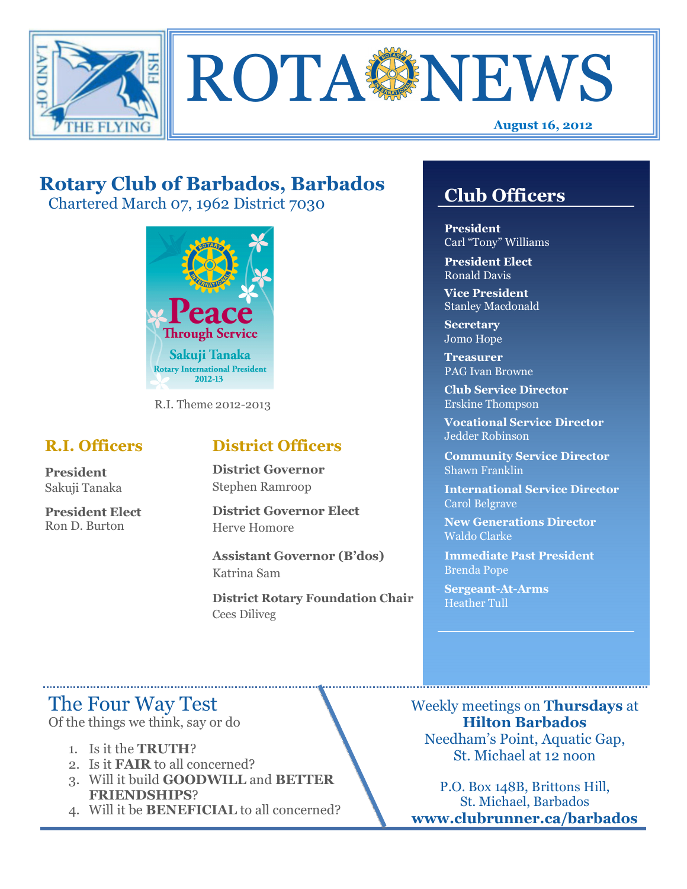# ROTA NEWS

**August 16, 2012**

## Rotary Club of Barbados, Barbados

Chartered March 07, 1962 District 7030

Peace Through Service
Sakuji Tanaka
Rotary International President 2012-13

R.I. Theme 2012-2013

### R.I. Officers

**President**
Sakuji Tanaka

**President Elect**
Ron D. Burton

### District Officers

**District Governor**
Stephen Ramroop

**District Governor Elect**
Herve Homore

**Assistant Governor (B'dos)**
Katrina Sam

**District Rotary Foundation Chair**
Cees Diliveg

### Club Officers

**President**
Carl "Tony" Williams

**President Elect**
Ronald Davis

**Vice President**
Stanley Macdonald

**Secretary**
Jomo Hope

**Treasurer**
PAG Ivan Browne

**Club Service Director**
Erskine Thompson

**Vocational Service Director**
Jedder Robinson

**Community Service Director**
Shawn Franklin

**International Service Director**
Carol Belgrave

**New Generations Director**
Waldo Clarke

**Immediate Past President**
Brenda Pope

**Sergeant-At-Arms**
Heather Tull

## The Four Way Test

Of the things we think, say or do

1. Is it the **TRUTH**?
2. Is it **FAIR** to all concerned?
3. Will it build **GOODWILL** and **BETTER FRIENDSHIPS**?
4. Will it be **BENEFICIAL** to all concerned?

Weekly meetings on **Thursdays** at **Hilton Barbados**
Needham's Point, Aquatic Gap, St. Michael at 12 noon

P.O. Box 148B, Brittons Hill, St. Michael, Barbados
**www.clubrunner.ca/barbados**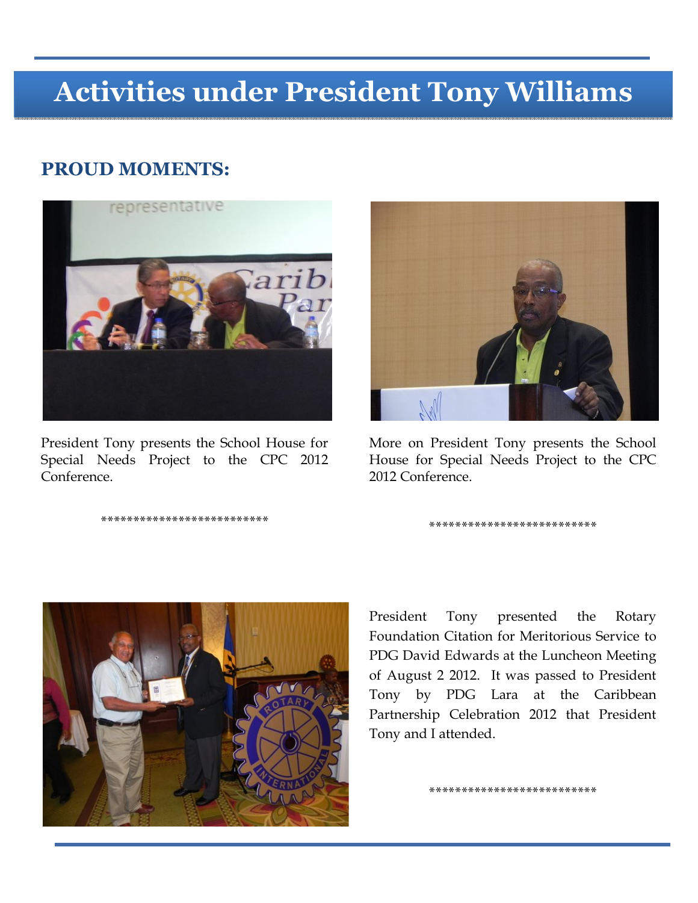# Activities under President Tony Williams

## PROUD MOMENTS:

President Tony presents the School House for Special Needs Project to the CPC 2012 Conference.

**************************

More on President Tony presents the School House for Special Needs Project to the CPC 2012 Conference.

**************************

President Tony presented the Rotary Foundation Citation for Meritorious Service to PDG David Edwards at the Luncheon Meeting of August 2 2012. It was passed to President Tony by PDG Lara at the Caribbean Partnership Celebration 2012 that President Tony and I attended.

**************************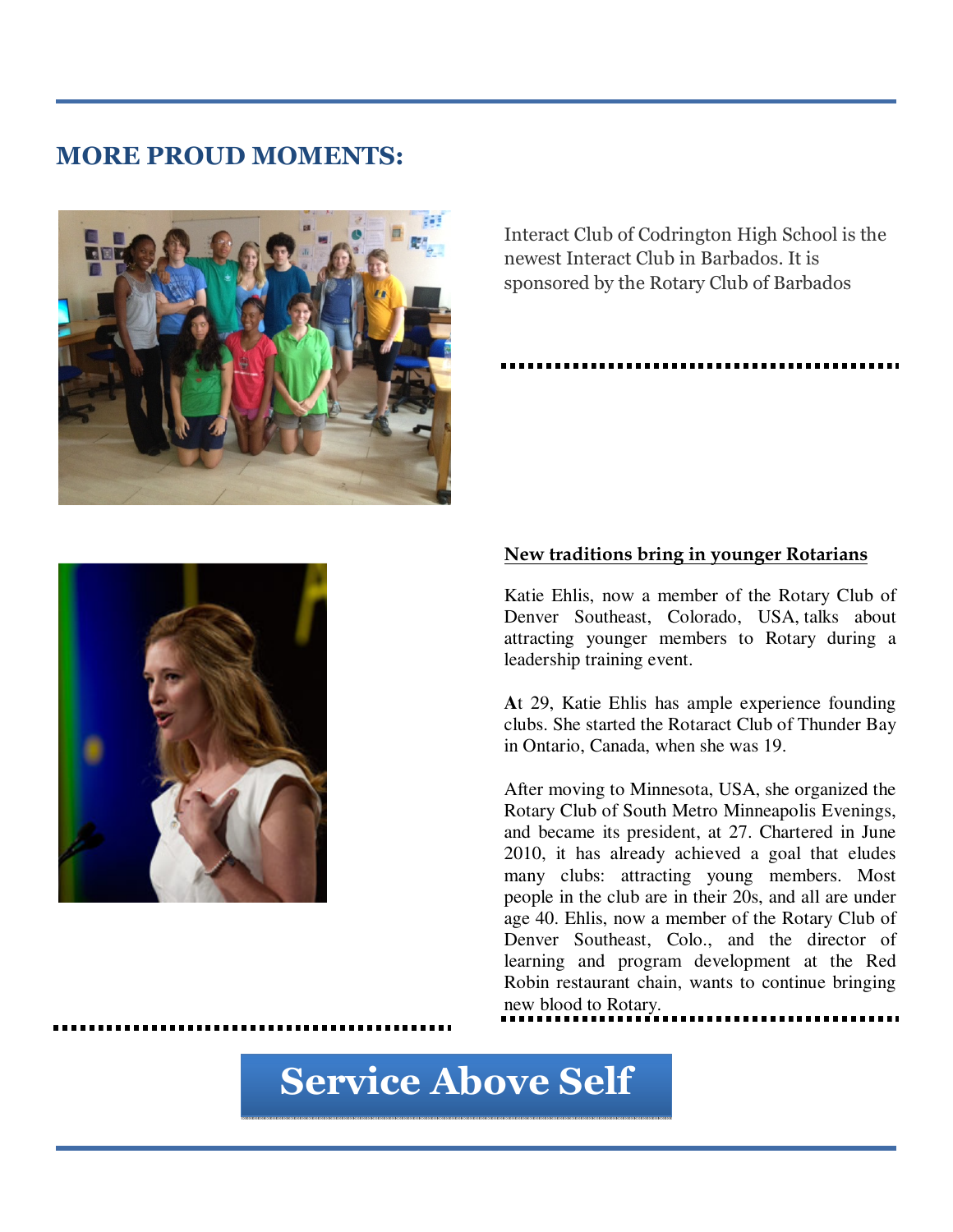## MORE PROUD MOMENTS:

Interact Club of Codrington High School is the newest Interact Club in Barbados. It is sponsored by the Rotary Club of Barbados

**New traditions bring in younger Rotarians**

Katie Ehlis, now a member of the Rotary Club of Denver Southeast, Colorado, USA, talks about attracting younger members to Rotary during a leadership training event.

**A**t 29, Katie Ehlis has ample experience founding clubs. She started the Rotaract Club of Thunder Bay in Ontario, Canada, when she was 19.

After moving to Minnesota, USA, she organized the Rotary Club of South Metro Minneapolis Evenings, and became its president, at 27. Chartered in June 2010, it has already achieved a goal that eludes many clubs: attracting young members. Most people in the club are in their 20s, and all are under age 40. Ehlis, now a member of the Rotary Club of Denver Southeast, Colo., and the director of learning and program development at the Red Robin restaurant chain, wants to continue bringing new blood to Rotary.

**Service Above Self**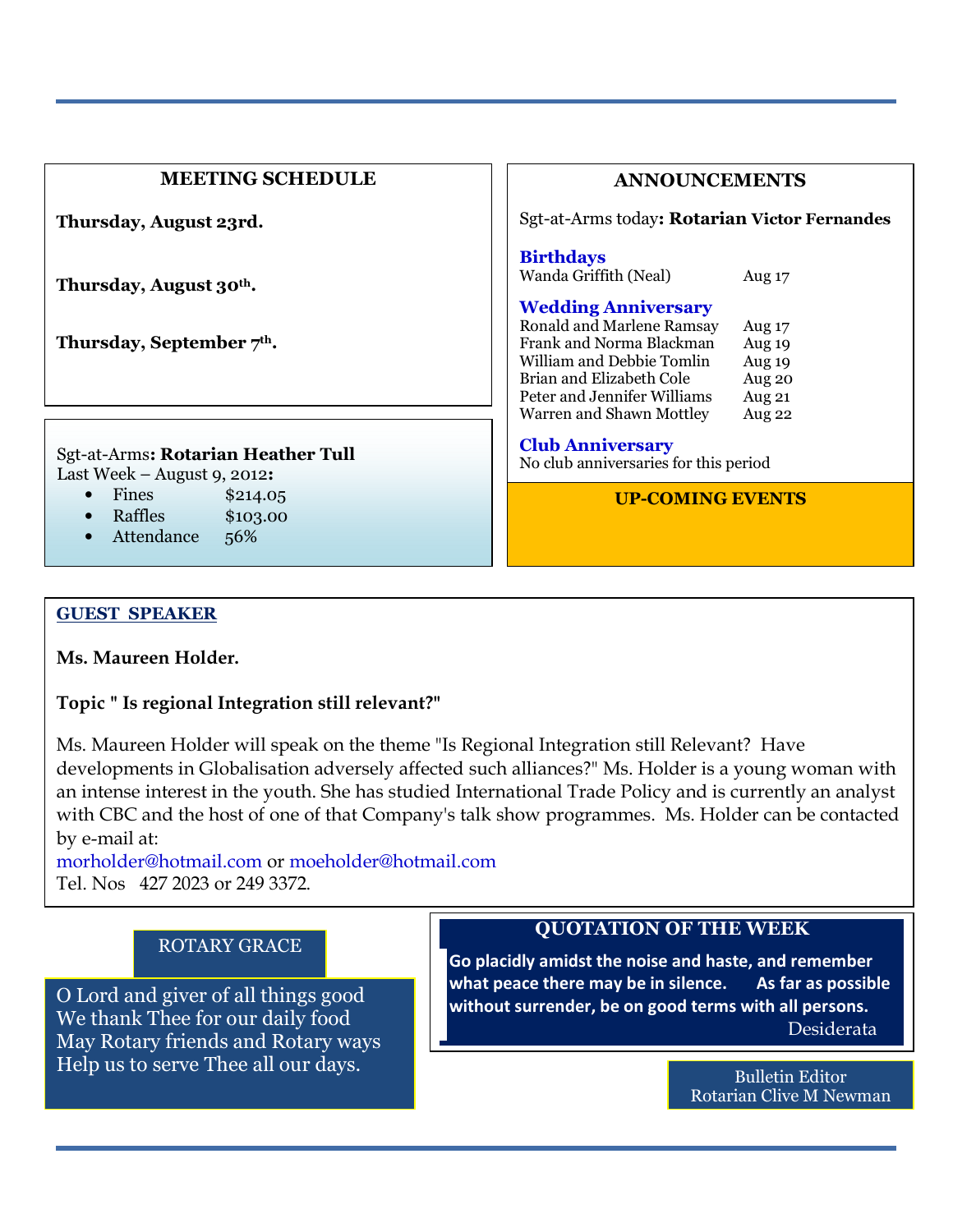## MEETING SCHEDULE

**Thursday, August 23rd.**

**Thursday, August 30th.**

**Thursday, September 7th.**

Sgt-at-Arms**: Rotarian Heather Tull**
Last Week – August 9, 2012**:**

- Fines $214.05
- Raffles $103.00
- Attendance 56%

## ANNOUNCEMENTS

Sgt-at-Arms today**: Rotarian Victor Fernandes**

### Birthdays

| | |
|---|---|
| Wanda Griffith (Neal) | Aug 17 |

### Wedding Anniversary

| | |
|---|---|
| Ronald and Marlene Ramsay | Aug 17 |
| Frank and Norma Blackman | Aug 19 |
| William and Debbie Tomlin | Aug 19 |
| Brian and Elizabeth Cole | Aug 20 |
| Peter and Jennifer Williams | Aug 21 |
| Warren and Shawn Mottley | Aug 22 |

### Club Anniversary

No club anniversaries for this period

## UP-COMING EVENTS

## GUEST SPEAKER

**Ms. Maureen Holder.**

**Topic " Is regional Integration still relevant?"**

Ms. Maureen Holder will speak on the theme "Is Regional Integration still Relevant? Have developments in Globalisation adversely affected such alliances?" Ms. Holder is a young woman with an intense interest in the youth. She has studied International Trade Policy and is currently an analyst with CBC and the host of one of that Company's talk show programmes. Ms. Holder can be contacted by e-mail at:
morholder@hotmail.com or moeholder@hotmail.com
Tel. Nos 427 2023 or 249 3372.

## ROTARY GRACE

O Lord and giver of all things good
We thank Thee for our daily food
May Rotary friends and Rotary ways
Help us to serve Thee all our days.

## QUOTATION OF THE WEEK

**Go placidly amidst the noise and haste, and remember what peace there may be in silence. As far as possible without surrender, be on good terms with all persons.**

Desiderata

Bulletin Editor
Rotarian Clive M Newman